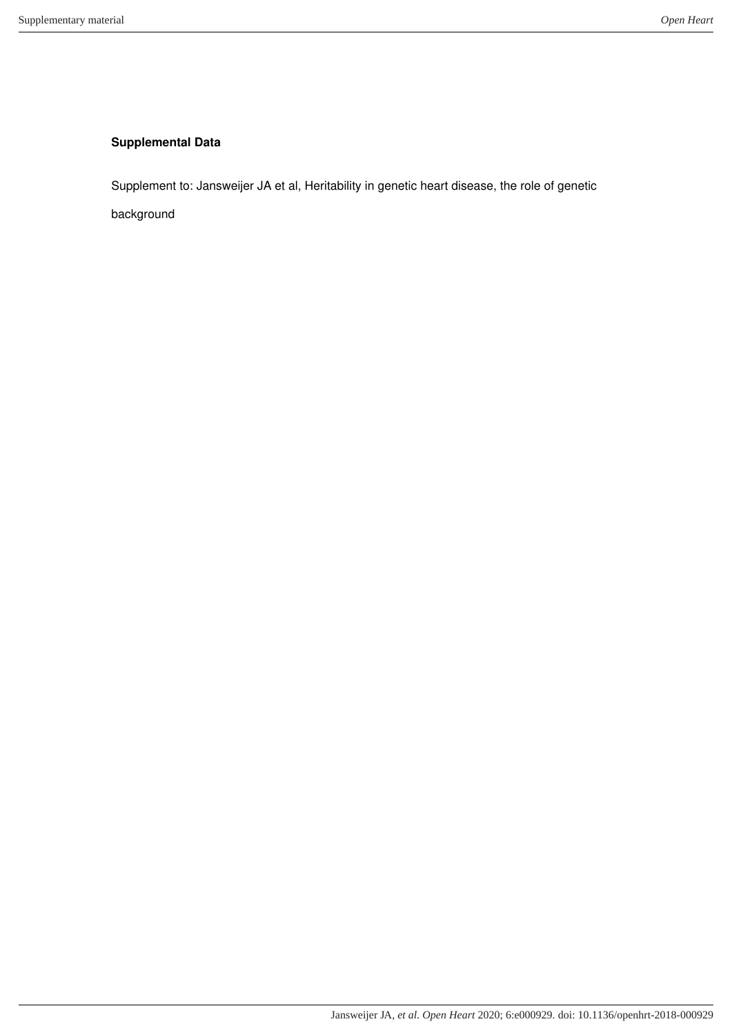**Supplemental Data**

Supplement to: Jansweijer JA et al, Heritability in genetic heart disease, the role of genetic background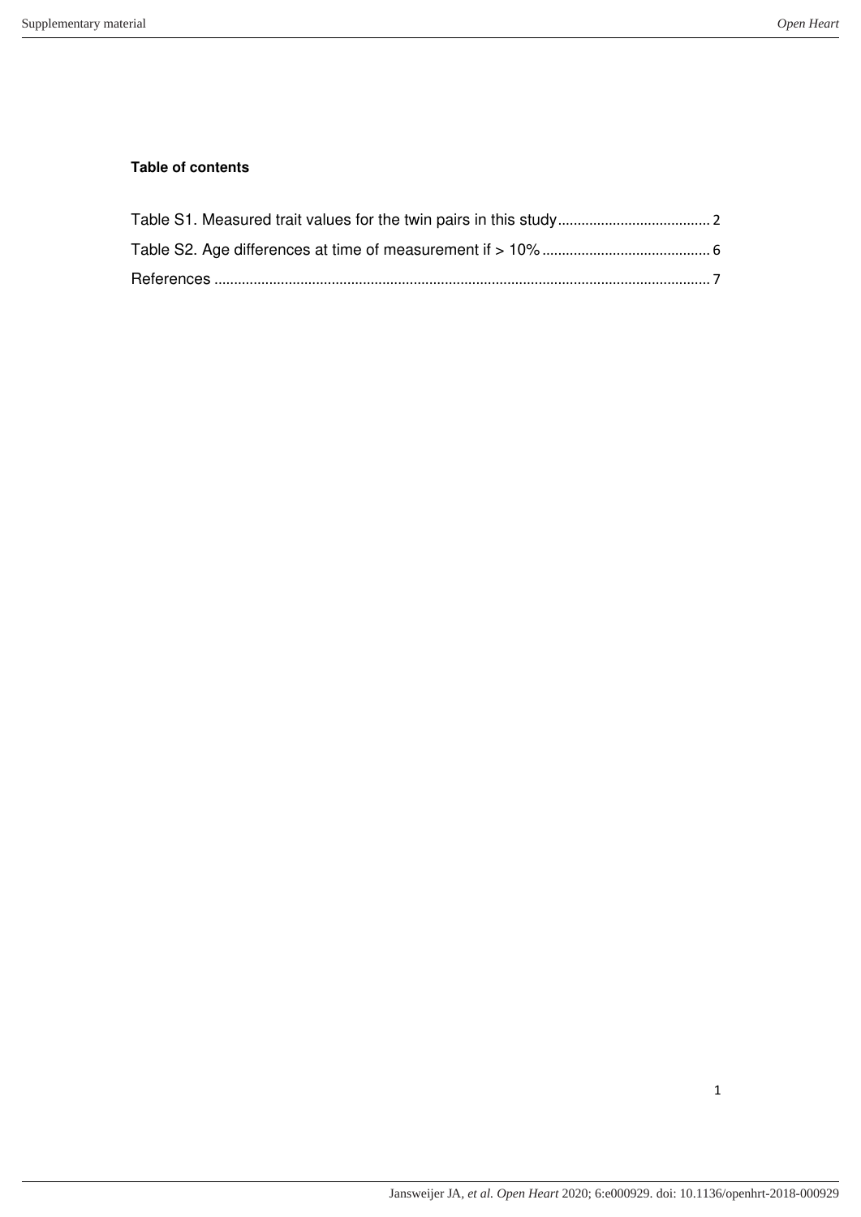**Table of contents**

Table S1. Measured trait values for the twin pairs in this study ....................................... 2

Table S2. Age differences at time of measurement if > 10% ........................................... 6

References ............................................................................................................................. 7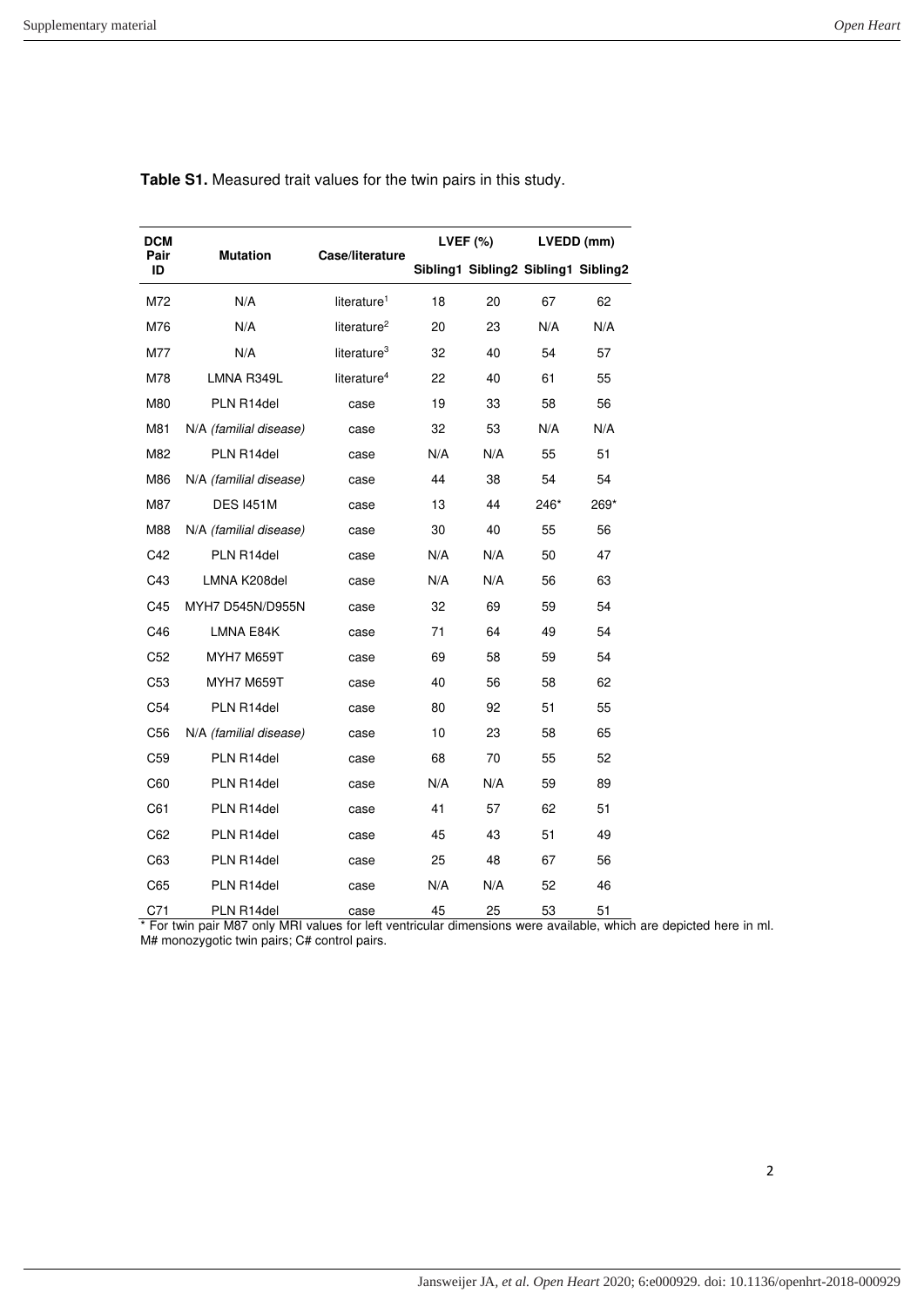**Table S1.** Measured trait values for the twin pairs in this study.

| DCM Pair ID | Mutation | Case/literature | LVEF (%) | | LVEDD (mm) | |
|---|---|---|---|---|---|---|
| | | | Sibling1 | Sibling2 | Sibling1 | Sibling2 |
| M72 | N/A | literature[1] | 18 | 20 | 67 | 62 |
| M76 | N/A | literature[2] | 20 | 23 | N/A | N/A |
| M77 | N/A | literature[3] | 32 | 40 | 54 | 57 |
| M78 | LMNA R349L | literature[4] | 22 | 40 | 61 | 55 |
| M80 | PLN R14del | case | 19 | 33 | 58 | 56 |
| M81 | N/A *(familial disease)* | case | 32 | 53 | N/A | N/A |
| M82 | PLN R14del | case | N/A | N/A | 55 | 51 |
| M86 | N/A *(familial disease)* | case | 44 | 38 | 54 | 54 |
| M87 | DES I451M | case | 13 | 44 | 246* | 269* |
| M88 | N/A *(familial disease)* | case | 30 | 40 | 55 | 56 |
| C42 | PLN R14del | case | N/A | N/A | 50 | 47 |
| C43 | LMNA K208del | case | N/A | N/A | 56 | 63 |
| C45 | MYH7 D545N/D955N | case | 32 | 69 | 59 | 54 |
| C46 | LMNA E84K | case | 71 | 64 | 49 | 54 |
| C52 | MYH7 M659T | case | 69 | 58 | 59 | 54 |
| C53 | MYH7 M659T | case | 40 | 56 | 58 | 62 |
| C54 | PLN R14del | case | 80 | 92 | 51 | 55 |
| C56 | N/A *(familial disease)* | case | 10 | 23 | 58 | 65 |
| C59 | PLN R14del | case | 68 | 70 | 55 | 52 |
| C60 | PLN R14del | case | N/A | N/A | 59 | 89 |
| C61 | PLN R14del | case | 41 | 57 | 62 | 51 |
| C62 | PLN R14del | case | 45 | 43 | 51 | 49 |
| C63 | PLN R14del | case | 25 | 48 | 67 | 56 |
| C65 | PLN R14del | case | N/A | N/A | 52 | 46 |
| C71 | PLN R14del | case | 45 | 25 | 53 | 51 |

* For twin pair M87 only MRI values for left ventricular dimensions were available, which are depicted here in ml.
M# monozygotic twin pairs; C# control pairs.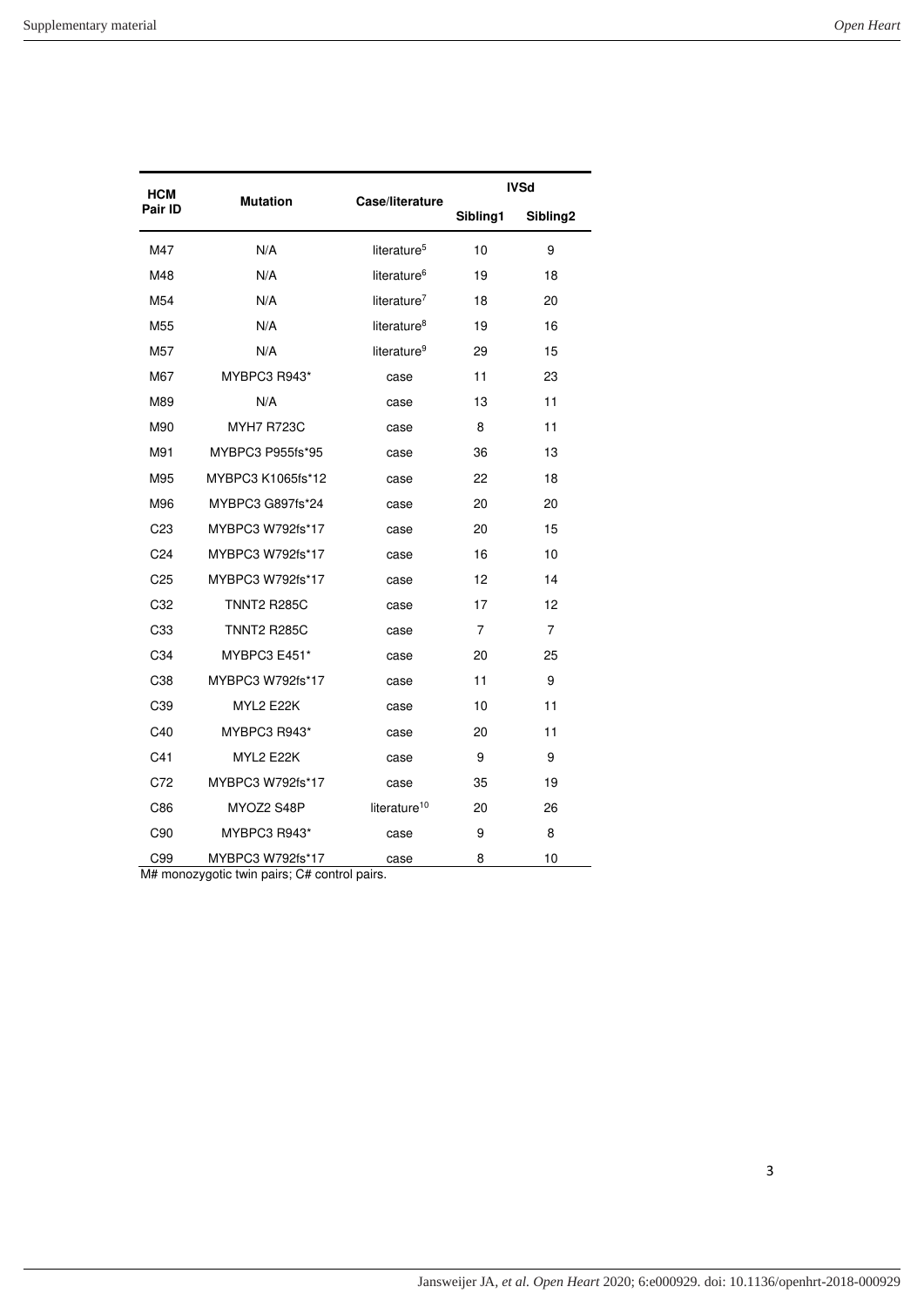| HCM Pair ID | Mutation | Case/literature | IVSd | |
|---|---|---|---|---|
| | | | Sibling1 | Sibling2 |
| M47 | N/A | literature[5] | 10 | 9 |
| M48 | N/A | literature[6] | 19 | 18 |
| M54 | N/A | literature[7] | 18 | 20 |
| M55 | N/A | literature[8] | 19 | 16 |
| M57 | N/A | literature[9] | 29 | 15 |
| M67 | MYBPC3 R943* | case | 11 | 23 |
| M89 | N/A | case | 13 | 11 |
| M90 | MYH7 R723C | case | 8 | 11 |
| M91 | MYBPC3 P955fs*95 | case | 36 | 13 |
| M95 | MYBPC3 K1065fs*12 | case | 22 | 18 |
| M96 | MYBPC3 G897fs*24 | case | 20 | 20 |
| C23 | MYBPC3 W792fs*17 | case | 20 | 15 |
| C24 | MYBPC3 W792fs*17 | case | 16 | 10 |
| C25 | MYBPC3 W792fs*17 | case | 12 | 14 |
| C32 | TNNT2 R285C | case | 17 | 12 |
| C33 | TNNT2 R285C | case | 7 | 7 |
| C34 | MYBPC3 E451* | case | 20 | 25 |
| C38 | MYBPC3 W792fs*17 | case | 11 | 9 |
| C39 | MYL2 E22K | case | 10 | 11 |
| C40 | MYBPC3 R943* | case | 20 | 11 |
| C41 | MYL2 E22K | case | 9 | 9 |
| C72 | MYBPC3 W792fs*17 | case | 35 | 19 |
| C86 | MYOZ2 S48P | literature[10] | 20 | 26 |
| C90 | MYBPC3 R943* | case | 9 | 8 |
| C99 | MYBPC3 W792fs*17 | case | 8 | 10 |

M# monozygotic twin pairs; C# control pairs.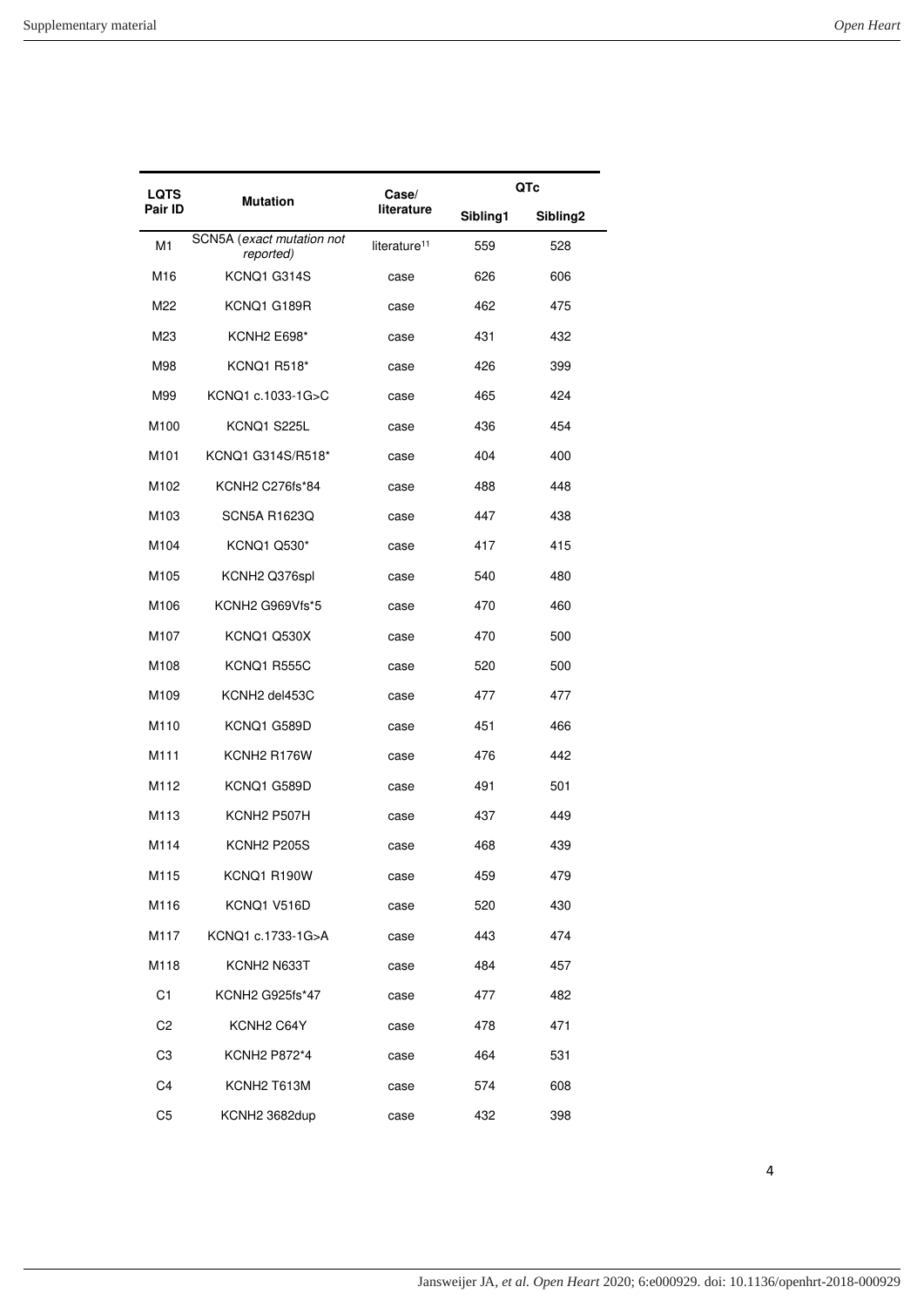| LQTS Pair ID | Mutation | Case/ literature | QTc | |
|---|---|---|---|---|
| | | | Sibling1 | Sibling2 |
| M1 | SCN5A (*exact mutation not reported*) | literature[11] | 559 | 528 |
| M16 | KCNQ1 G314S | case | 626 | 606 |
| M22 | KCNQ1 G189R | case | 462 | 475 |
| M23 | KCNH2 E698* | case | 431 | 432 |
| M98 | KCNQ1 R518* | case | 426 | 399 |
| M99 | KCNQ1 c.1033-1G>C | case | 465 | 424 |
| M100 | KCNQ1 S225L | case | 436 | 454 |
| M101 | KCNQ1 G314S/R518* | case | 404 | 400 |
| M102 | KCNH2 C276fs*84 | case | 488 | 448 |
| M103 | SCN5A R1623Q | case | 447 | 438 |
| M104 | KCNQ1 Q530* | case | 417 | 415 |
| M105 | KCNH2 Q376spl | case | 540 | 480 |
| M106 | KCNH2 G969Vfs*5 | case | 470 | 460 |
| M107 | KCNQ1 Q530X | case | 470 | 500 |
| M108 | KCNQ1 R555C | case | 520 | 500 |
| M109 | KCNH2 del453C | case | 477 | 477 |
| M110 | KCNQ1 G589D | case | 451 | 466 |
| M111 | KCNH2 R176W | case | 476 | 442 |
| M112 | KCNQ1 G589D | case | 491 | 501 |
| M113 | KCNH2 P507H | case | 437 | 449 |
| M114 | KCNH2 P205S | case | 468 | 439 |
| M115 | KCNQ1 R190W | case | 459 | 479 |
| M116 | KCNQ1 V516D | case | 520 | 430 |
| M117 | KCNQ1 c.1733-1G>A | case | 443 | 474 |
| M118 | KCNH2 N633T | case | 484 | 457 |
| C1 | KCNH2 G925fs*47 | case | 477 | 482 |
| C2 | KCNH2 C64Y | case | 478 | 471 |
| C3 | KCNH2 P872*4 | case | 464 | 531 |
| C4 | KCNH2 T613M | case | 574 | 608 |
| C5 | KCNH2 3682dup | case | 432 | 398 |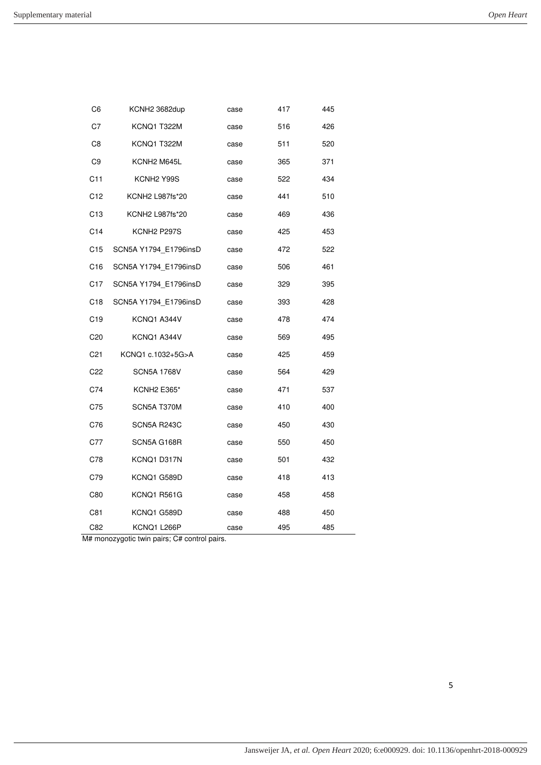| | | | | |
|---|---|---|---|---|
| C6 | KCNH2 3682dup | case | 417 | 445 |
| C7 | KCNQ1 T322M | case | 516 | 426 |
| C8 | KCNQ1 T322M | case | 511 | 520 |
| C9 | KCNH2 M645L | case | 365 | 371 |
| C11 | KCNH2 Y99S | case | 522 | 434 |
| C12 | KCNH2 L987fs*20 | case | 441 | 510 |
| C13 | KCNH2 L987fs*20 | case | 469 | 436 |
| C14 | KCNH2 P297S | case | 425 | 453 |
| C15 | SCN5A Y1794_E1796insD | case | 472 | 522 |
| C16 | SCN5A Y1794_E1796insD | case | 506 | 461 |
| C17 | SCN5A Y1794_E1796insD | case | 329 | 395 |
| C18 | SCN5A Y1794_E1796insD | case | 393 | 428 |
| C19 | KCNQ1 A344V | case | 478 | 474 |
| C20 | KCNQ1 A344V | case | 569 | 495 |
| C21 | KCNQ1 c.1032+5G>A | case | 425 | 459 |
| C22 | SCN5A 1768V | case | 564 | 429 |
| C74 | KCNH2 E365* | case | 471 | 537 |
| C75 | SCN5A T370M | case | 410 | 400 |
| C76 | SCN5A R243C | case | 450 | 430 |
| C77 | SCN5A G168R | case | 550 | 450 |
| C78 | KCNQ1 D317N | case | 501 | 432 |
| C79 | KCNQ1 G589D | case | 418 | 413 |
| C80 | KCNQ1 R561G | case | 458 | 458 |
| C81 | KCNQ1 G589D | case | 488 | 450 |
| C82 | KCNQ1 L266P | case | 495 | 485 |

M# monozygotic twin pairs; C# control pairs.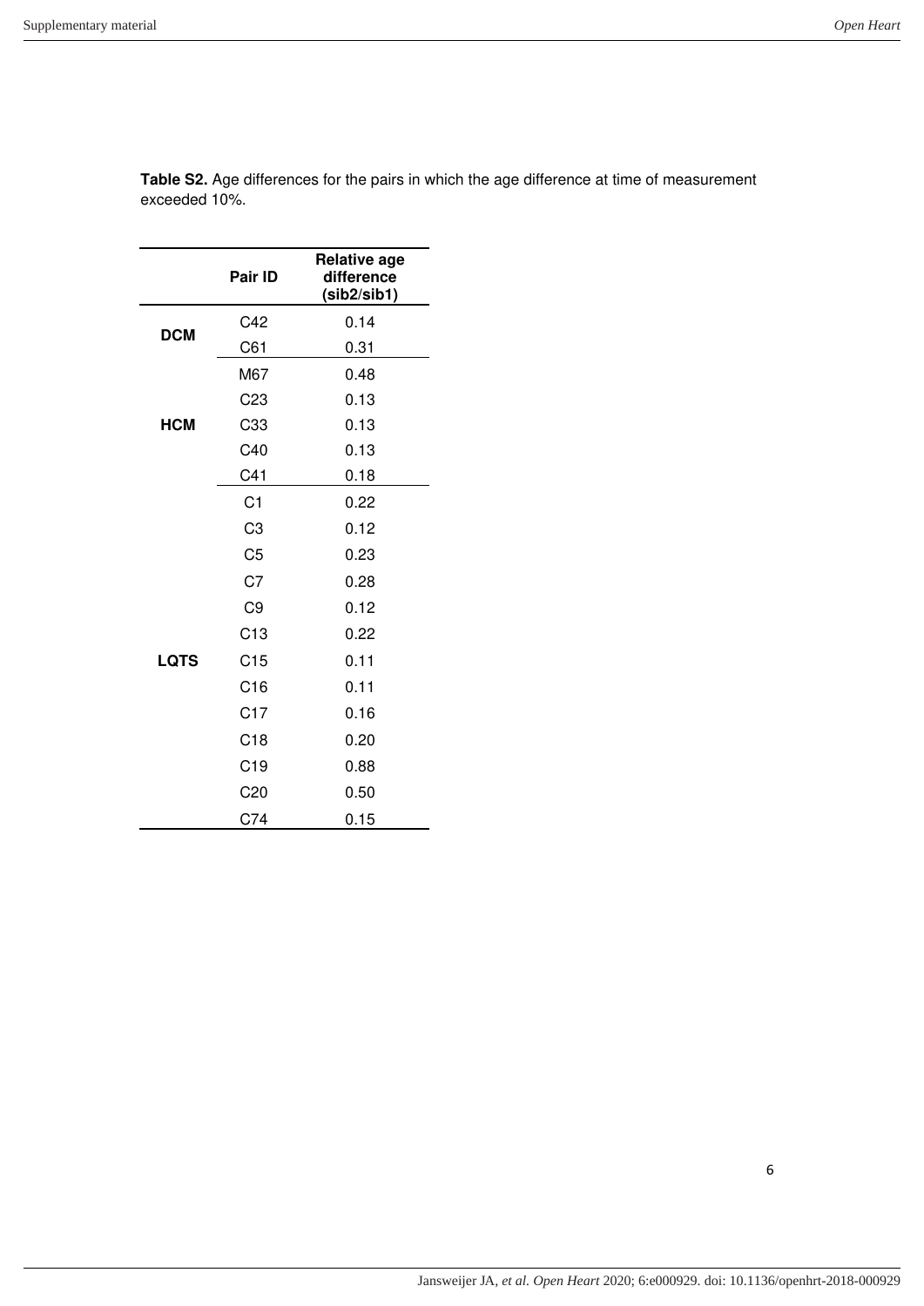**Table S2.** Age differences for the pairs in which the age difference at time of measurement exceeded 10%.

| | Pair ID | Relative age difference (sib2/sib1) |
|---|---|---|
| **DCM** | C42 | 0.14 |
| | C61 | 0.31 |
| **HCM** | M67 | 0.48 |
| | C23 | 0.13 |
| | C33 | 0.13 |
| | C40 | 0.13 |
| | C41 | 0.18 |
| **LQTS** | C1 | 0.22 |
| | C3 | 0.12 |
| | C5 | 0.23 |
| | C7 | 0.28 |
| | C9 | 0.12 |
| | C13 | 0.22 |
| | C15 | 0.11 |
| | C16 | 0.11 |
| | C17 | 0.16 |
| | C18 | 0.20 |
| | C19 | 0.88 |
| | C20 | 0.50 |
| | C74 | 0.15 |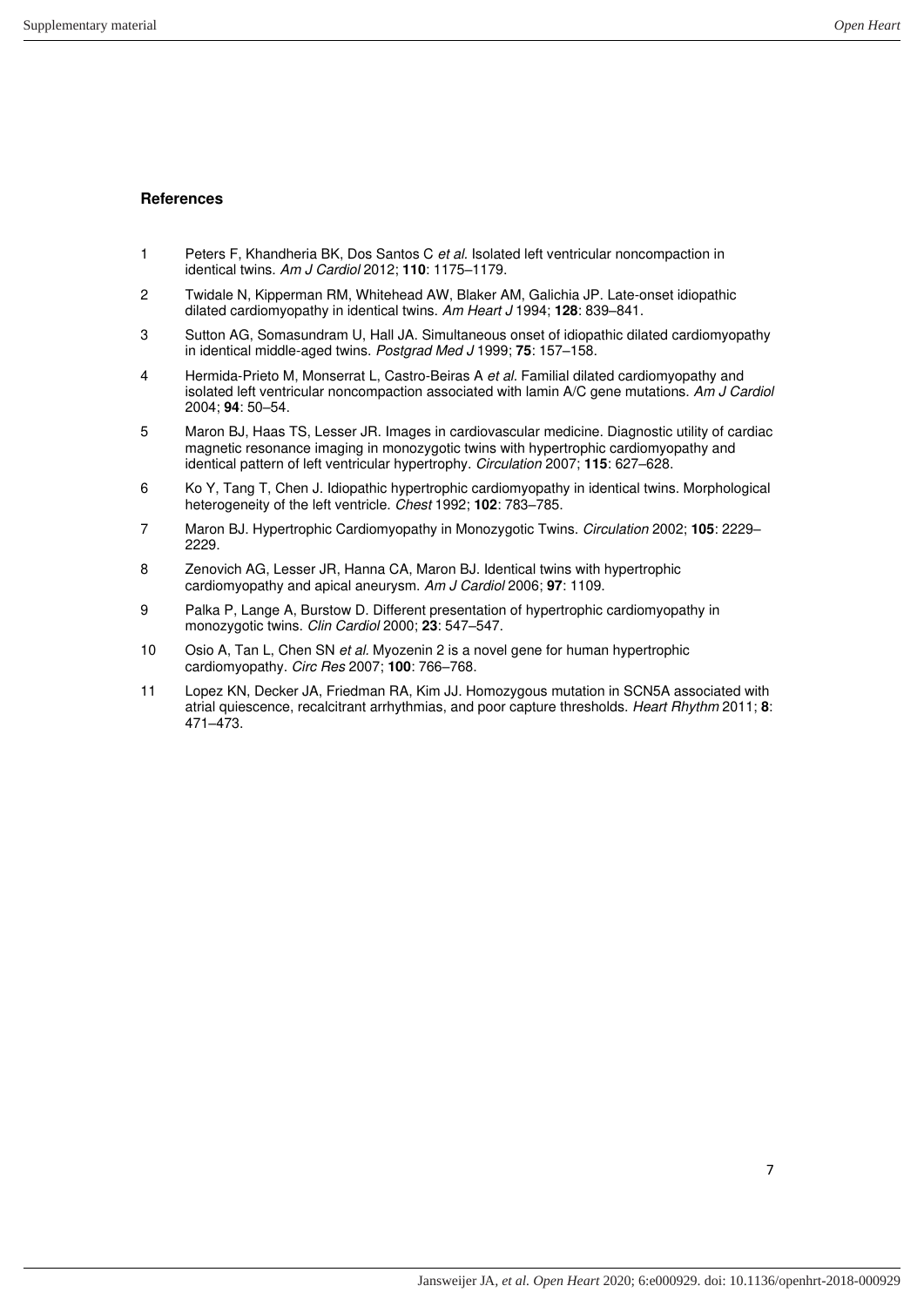## References

1. Peters F, Khandheria BK, Dos Santos C *et al.* Isolated left ventricular noncompaction in identical twins. *Am J Cardiol* 2012; **110**: 1175–1179.
2. Twidale N, Kipperman RM, Whitehead AW, Blaker AM, Galichia JP. Late-onset idiopathic dilated cardiomyopathy in identical twins. *Am Heart J* 1994; **128**: 839–841.
3. Sutton AG, Somasundram U, Hall JA. Simultaneous onset of idiopathic dilated cardiomyopathy in identical middle-aged twins. *Postgrad Med J* 1999; **75**: 157–158.
4. Hermida-Prieto M, Monserrat L, Castro-Beiras A *et al.* Familial dilated cardiomyopathy and isolated left ventricular noncompaction associated with lamin A/C gene mutations. *Am J Cardiol* 2004; **94**: 50–54.
5. Maron BJ, Haas TS, Lesser JR. Images in cardiovascular medicine. Diagnostic utility of cardiac magnetic resonance imaging in monozygotic twins with hypertrophic cardiomyopathy and identical pattern of left ventricular hypertrophy. *Circulation* 2007; **115**: 627–628.
6. Ko Y, Tang T, Chen J. Idiopathic hypertrophic cardiomyopathy in identical twins. Morphological heterogeneity of the left ventricle. *Chest* 1992; **102**: 783–785.
7. Maron BJ. Hypertrophic Cardiomyopathy in Monozygotic Twins. *Circulation* 2002; **105**: 2229–2229.
8. Zenovich AG, Lesser JR, Hanna CA, Maron BJ. Identical twins with hypertrophic cardiomyopathy and apical aneurysm. *Am J Cardiol* 2006; **97**: 1109.
9. Palka P, Lange A, Burstow D. Different presentation of hypertrophic cardiomyopathy in monozygotic twins. *Clin Cardiol* 2000; **23**: 547–547.
10. Osio A, Tan L, Chen SN *et al.* Myozenin 2 is a novel gene for human hypertrophic cardiomyopathy. *Circ Res* 2007; **100**: 766–768.
11. Lopez KN, Decker JA, Friedman RA, Kim JJ. Homozygous mutation in SCN5A associated with atrial quiescence, recalcitrant arrhythmias, and poor capture thresholds. *Heart Rhythm* 2011; **8**: 471–473.